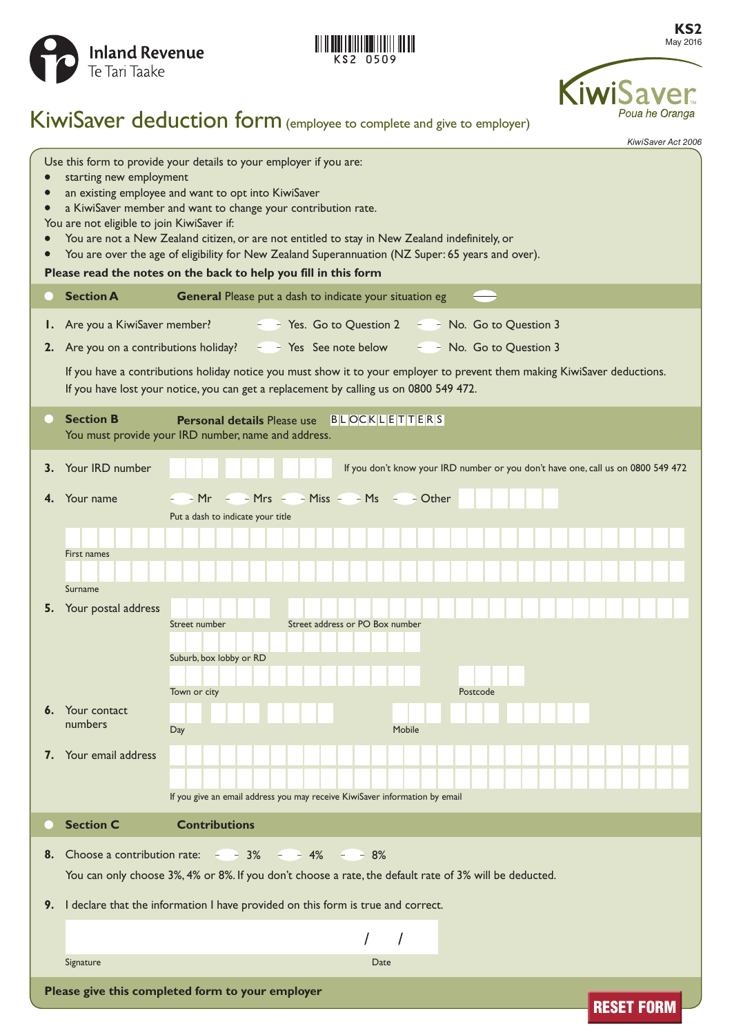Inland Revenue
Te Tari Taake

KS2 0509

**KS2**
May 2016

KiwiSaver
*Poua he Oranga*

# KiwiSaver deduction form (employee to complete and give to employer)

*KiwiSaver Act 2006*

Use this form to provide your details to your employer if you are:

- starting new employment
- an existing employee and want to opt into KiwiSaver
- a KiwiSaver member and want to change your contribution rate.

You are not eligible to join KiwiSaver if:

- You are not a New Zealand citizen, or are not entitled to stay in New Zealand indefinitely, or
- You are over the age of eligibility for New Zealand Superannuation (NZ Super: 65 years and over).

**Please read the notes on the back to help you fill in this form**

## Section A — General

Please put a dash to indicate your situation eg

**1.** Are you a KiwiSaver member? Yes. Go to Question 2 No. Go to Question 3

**2.** Are you on a contributions holiday? Yes See note below No. Go to Question 3

If you have a contributions holiday notice you must show it to your employer to prevent them making KiwiSaver deductions. If you have lost your notice, you can get a replacement by calling us on 0800 549 472.

## Section B — Personal details

Please use BLOCK LETTERS

You must provide your IRD number, name and address.

**3.** Your IRD number — If you don't know your IRD number or you don't have one, call us on 0800 549 472

**4.** Your name — Mr Mrs Miss Ms Other

Put a dash to indicate your title

First names

Surname

**5.** Your postal address

Street number — Street address or PO Box number

Suburb, box lobby or RD

Town or city — Postcode

**6.** Your contact numbers

Day — Mobile

**7.** Your email address

If you give an email address you may receive KiwiSaver information by email

## Section C — Contributions

**8.** Choose a contribution rate: 3% 4% 8%

You can only choose 3%, 4% or 8%. If you don't choose a rate, the default rate of 3% will be deducted.

**9.** I declare that the information I have provided on this form is true and correct.

Signature — Date / /

**Please give this completed form to your employer**

RESET FORM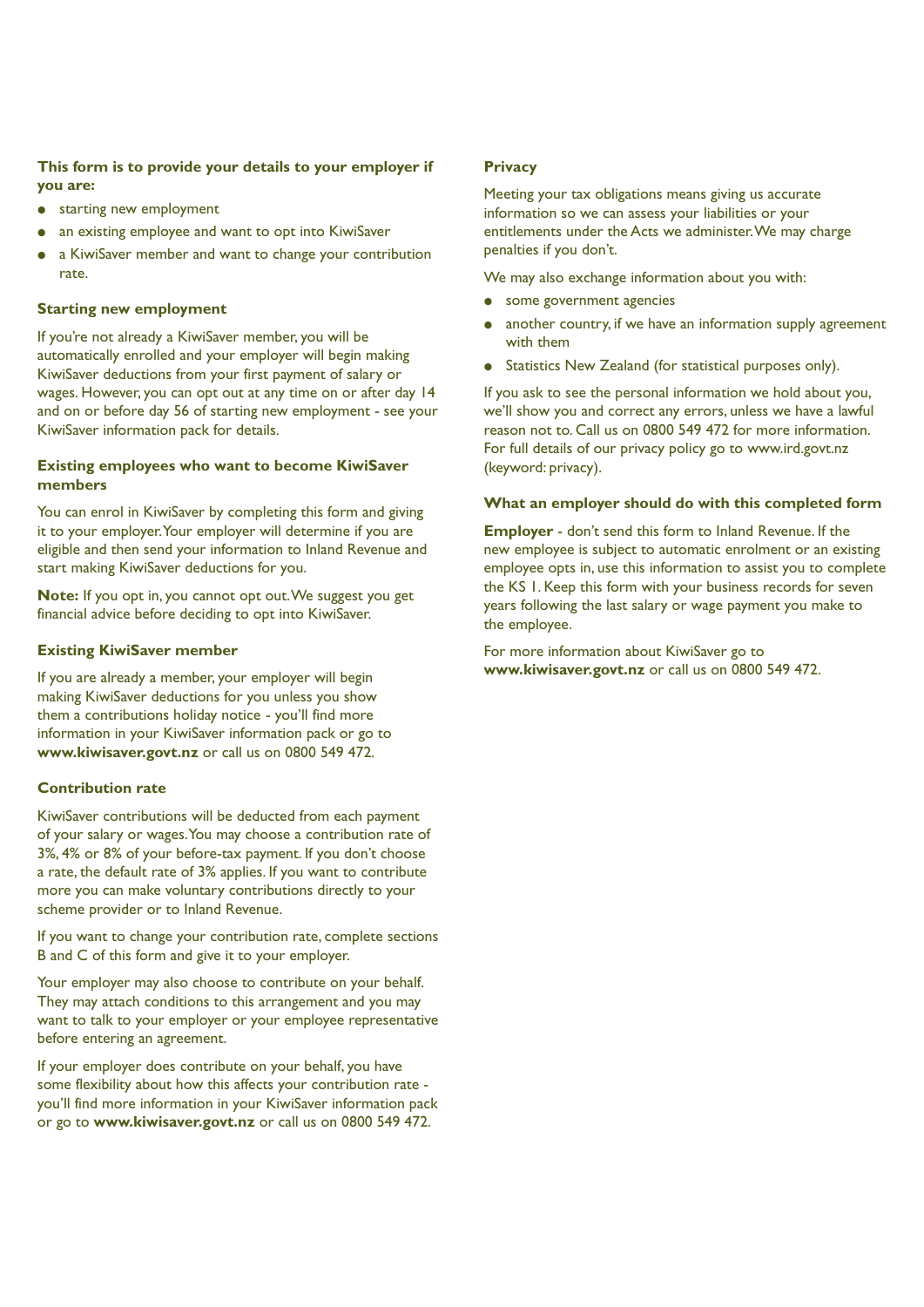**This form is to provide your details to your employer if you are:**

- starting new employment
- an existing employee and want to opt into KiwiSaver
- a KiwiSaver member and want to change your contribution rate.

### Starting new employment

If you're not already a KiwiSaver member, you will be automatically enrolled and your employer will begin making KiwiSaver deductions from your first payment of salary or wages. However, you can opt out at any time on or after day 14 and on or before day 56 of starting new employment - see your KiwiSaver information pack for details.

### Existing employees who want to become KiwiSaver members

You can enrol in KiwiSaver by completing this form and giving it to your employer. Your employer will determine if you are eligible and then send your information to Inland Revenue and start making KiwiSaver deductions for you.

**Note:** If you opt in, you cannot opt out. We suggest you get financial advice before deciding to opt into KiwiSaver.

### Existing KiwiSaver member

If you are already a member, your employer will begin making KiwiSaver deductions for you unless you show them a contributions holiday notice - you'll find more information in your KiwiSaver information pack or go to **www.kiwisaver.govt.nz** or call us on 0800 549 472.

### Contribution rate

KiwiSaver contributions will be deducted from each payment of your salary or wages. You may choose a contribution rate of 3%, 4% or 8% of your before-tax payment. If you don't choose a rate, the default rate of 3% applies. If you want to contribute more you can make voluntary contributions directly to your scheme provider or to Inland Revenue.

If you want to change your contribution rate, complete sections B and C of this form and give it to your employer.

Your employer may also choose to contribute on your behalf. They may attach conditions to this arrangement and you may want to talk to your employer or your employee representative before entering an agreement.

If your employer does contribute on your behalf, you have some flexibility about how this affects your contribution rate - you'll find more information in your KiwiSaver information pack or go to **www.kiwisaver.govt.nz** or call us on 0800 549 472.

### Privacy

Meeting your tax obligations means giving us accurate information so we can assess your liabilities or your entitlements under the Acts we administer. We may charge penalties if you don't.

We may also exchange information about you with:

- some government agencies
- another country, if we have an information supply agreement with them
- Statistics New Zealand (for statistical purposes only).

If you ask to see the personal information we hold about you, we'll show you and correct any errors, unless we have a lawful reason not to. Call us on 0800 549 472 for more information. For full details of our privacy policy go to www.ird.govt.nz (keyword: privacy).

### What an employer should do with this completed form

**Employer** - don't send this form to Inland Revenue. If the new employee is subject to automatic enrolment or an existing employee opts in, use this information to assist you to complete the KS 1. Keep this form with your business records for seven years following the last salary or wage payment you make to the employee.

For more information about KiwiSaver go to **www.kiwisaver.govt.nz** or call us on 0800 549 472.